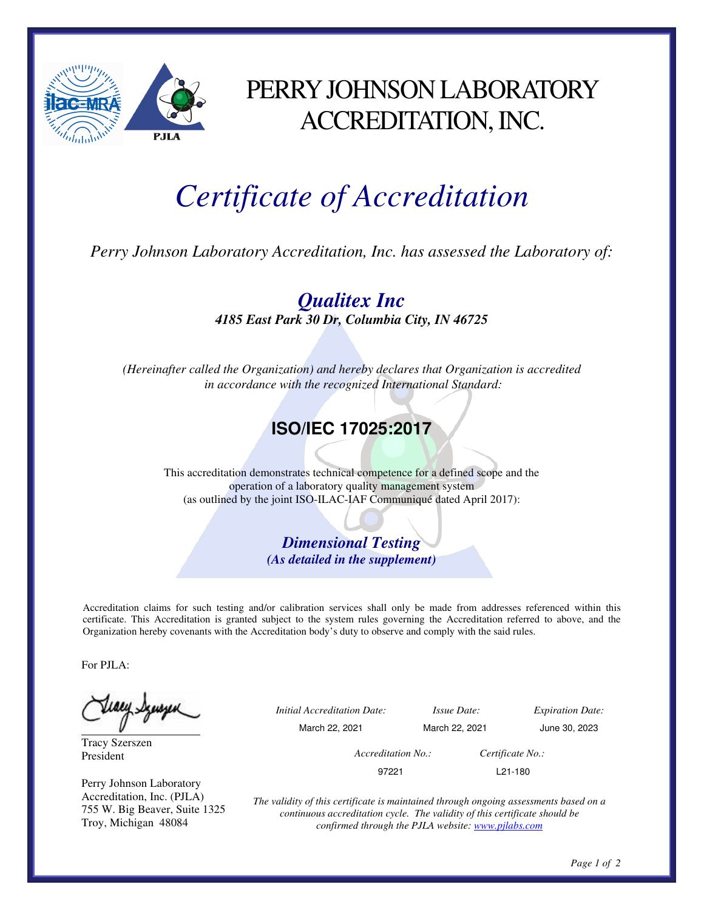# PERRY JOHNSON LABORATORY ACCREDITATION, INC.

# *Certificate of Accreditation*

*Perry Johnson Laboratory Accreditation, Inc. has assessed the Laboratory of:*

## ***Qualitex Inc***

***4185 East Park 30 Dr, Columbia City, IN 46725***

*(Hereinafter called the Organization) and hereby declares that Organization is accredited in accordance with the recognized International Standard:*

## **ISO/IEC 17025:2017**

This accreditation demonstrates technical competence for a defined scope and the operation of a laboratory quality management system (as outlined by the joint ISO-ILAC-IAF Communiqué dated April 2017):

***Dimensional Testing***

***(As detailed in the supplement)***

Accreditation claims for such testing and/or calibration services shall only be made from addresses referenced within this certificate. This Accreditation is granted subject to the system rules governing the Accreditation referred to above, and the Organization hereby covenants with the Accreditation body's duty to observe and comply with the said rules.

For PJLA:

Tracy Szerszen
President

Perry Johnson Laboratory Accreditation, Inc. (PJLA)
755 W. Big Beaver, Suite 1325
Troy, Michigan 48084

| *Initial Accreditation Date:* | *Issue Date:* | *Expiration Date:* |
|---|---|---|
| March 22, 2021 | March 22, 2021 | June 30, 2023 |

| *Accreditation No.:* | *Certificate No.:* |
|---|---|
| 97221 | L21-180 |

*The validity of this certificate is maintained through ongoing assessments based on a continuous accreditation cycle. The validity of this certificate should be confirmed through the PJLA website: www.pjlabs.com*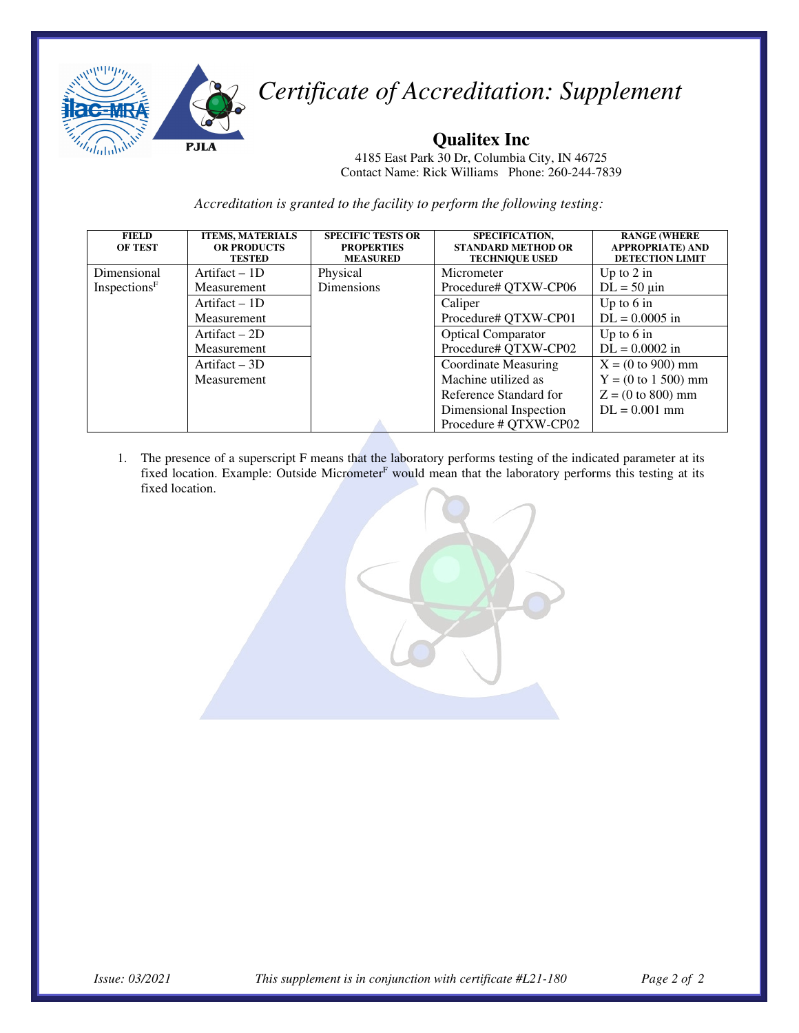# *Certificate of Accreditation: Supplement*

## Qualitex Inc

4185 East Park 30 Dr, Columbia City, IN 46725
Contact Name: Rick Williams Phone: 260-244-7839

*Accreditation is granted to the facility to perform the following testing:*

| FIELD OF TEST | ITEMS, MATERIALS OR PRODUCTS TESTED | SPECIFIC TESTS OR PROPERTIES MEASURED | SPECIFICATION, STANDARD METHOD OR TECHNIQUE USED | RANGE (WHERE APPROPRIATE) AND DETECTION LIMIT |
|---|---|---|---|---|
| Dimensional Inspections[F] | Artifact – 1D Measurement | Physical Dimensions | Micrometer Procedure# QTXW-CP06 | Up to 2 in DL = 50 μin |
| | Artifact – 1D Measurement | | Caliper Procedure# QTXW-CP01 | Up to 6 in DL = 0.0005 in |
| | Artifact – 2D Measurement | | Optical Comparator Procedure# QTXW-CP02 | Up to 6 in DL = 0.0002 in |
| | Artifact – 3D Measurement | | Coordinate Measuring Machine utilized as Reference Standard for Dimensional Inspection Procedure # QTXW-CP02 | X = (0 to 900) mm Y = (0 to 1 500) mm Z = (0 to 800) mm DL = 0.001 mm |

1. The presence of a superscript F means that the laboratory performs testing of the indicated parameter at its fixed location. Example: Outside Micrometer[F] would mean that the laboratory performs this testing at its fixed location.

*Issue: 03/2021* *This supplement is in conjunction with certificate #L21-180*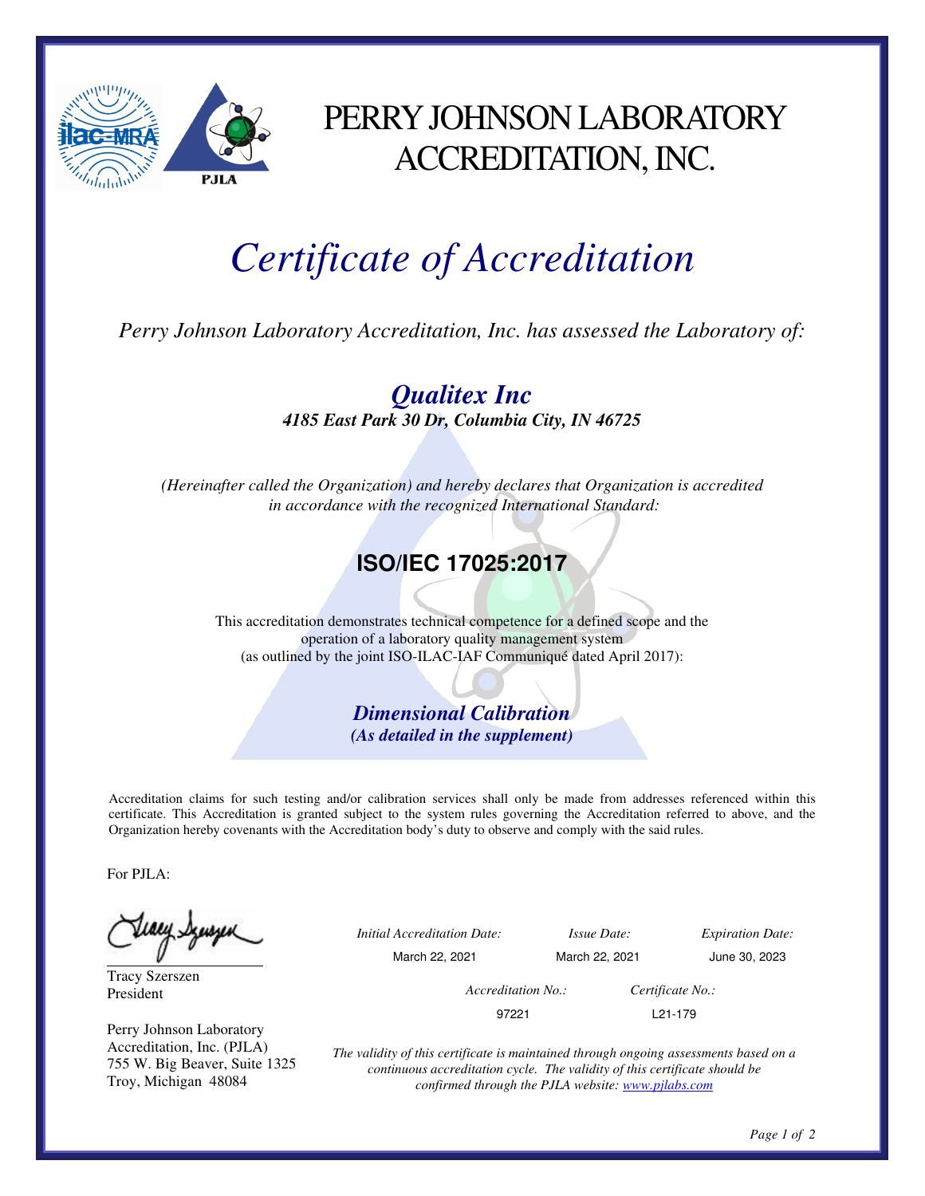# PERRY JOHNSON LABORATORY ACCREDITATION, INC.

# *Certificate of Accreditation*

*Perry Johnson Laboratory Accreditation, Inc. has assessed the Laboratory of:*

## ***Qualitex Inc***

***4185 East Park 30 Dr, Columbia City, IN 46725***

*(Hereinafter called the Organization) and hereby declares that Organization is accredited in accordance with the recognized International Standard:*

## **ISO/IEC 17025:2017**

This accreditation demonstrates technical competence for a defined scope and the operation of a laboratory quality management system (as outlined by the joint ISO-ILAC-IAF Communiqué dated April 2017):

***Dimensional Calibration***

***(As detailed in the supplement)***

Accreditation claims for such testing and/or calibration services shall only be made from addresses referenced within this certificate. This Accreditation is granted subject to the system rules governing the Accreditation referred to above, and the Organization hereby covenants with the Accreditation body's duty to observe and comply with the said rules.

For PJLA:

Tracy Szerszen
President

Perry Johnson Laboratory Accreditation, Inc. (PJLA)
755 W. Big Beaver, Suite 1325
Troy, Michigan 48084

| *Initial Accreditation Date:* | *Issue Date:* | *Expiration Date:* |
|---|---|---|
| March 22, 2021 | March 22, 2021 | June 30, 2023 |

| *Accreditation No.:* | *Certificate No.:* |
|---|---|
| 97221 | L21-179 |

*The validity of this certificate is maintained through ongoing assessments based on a continuous accreditation cycle. The validity of this certificate should be confirmed through the PJLA website: www.pjlabs.com*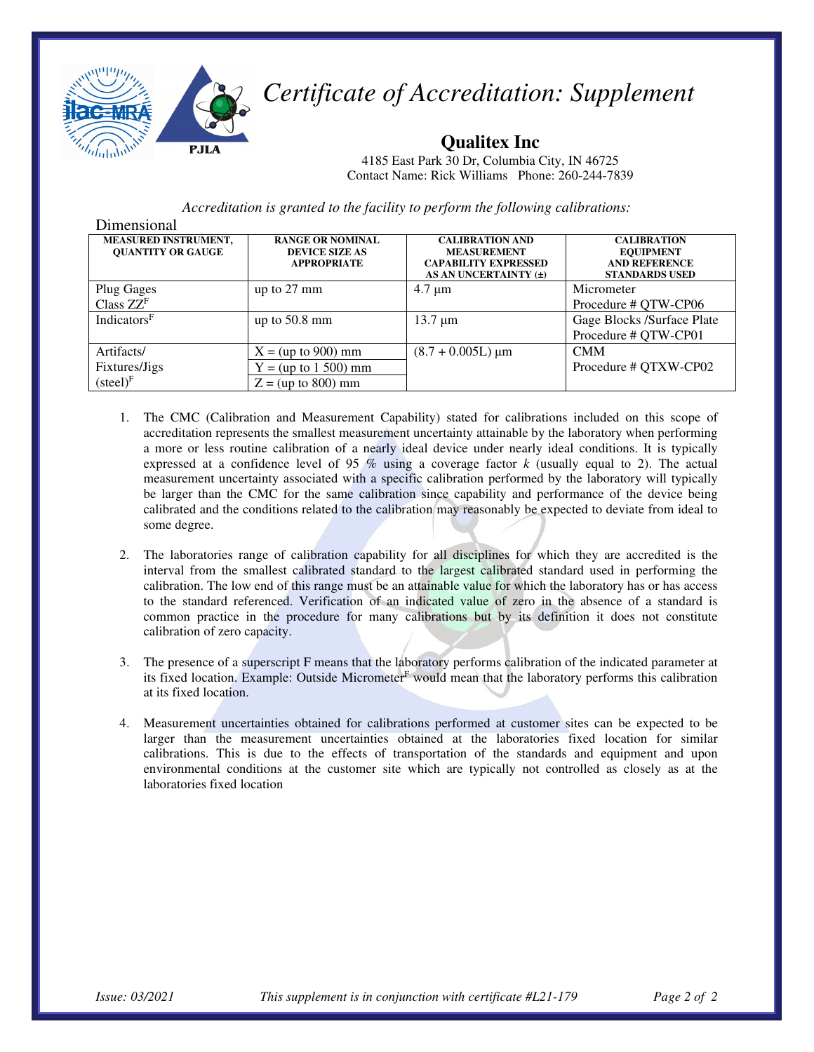# *Certificate of Accreditation: Supplement*

## Qualitex Inc

4185 East Park 30 Dr, Columbia City, IN 46725
Contact Name: Rick Williams Phone: 260-244-7839

*Accreditation is granted to the facility to perform the following calibrations:*

Dimensional

| MEASURED INSTRUMENT, QUANTITY OR GAUGE | RANGE OR NOMINAL DEVICE SIZE AS APPROPRIATE | CALIBRATION AND MEASUREMENT CAPABILITY EXPRESSED AS AN UNCERTAINTY (±) | CALIBRATION EQUIPMENT AND REFERENCE STANDARDS USED |
|---|---|---|---|
| Plug Gages Class ZZ[F] | up to 27 mm | 4.7 µm | Micrometer Procedure # QTW-CP06 |
| Indicators[F] | up to 50.8 mm | 13.7 µm | Gage Blocks /Surface Plate Procedure # QTW-CP01 |
| Artifacts/ Fixtures/Jigs (steel)[F] | X = (up to 900) mm<br>Y = (up to 1 500) mm<br>Z = (up to 800) mm | (8.7 + 0.005L) µm | CMM Procedure # QTXW-CP02 |

1. The CMC (Calibration and Measurement Capability) stated for calibrations included on this scope of accreditation represents the smallest measurement uncertainty attainable by the laboratory when performing a more or less routine calibration of a nearly ideal device under nearly ideal conditions. It is typically expressed at a confidence level of 95 % using a coverage factor *k* (usually equal to 2). The actual measurement uncertainty associated with a specific calibration performed by the laboratory will typically be larger than the CMC for the same calibration since capability and performance of the device being calibrated and the conditions related to the calibration may reasonably be expected to deviate from ideal to some degree.

2. The laboratories range of calibration capability for all disciplines for which they are accredited is the interval from the smallest calibrated standard to the largest calibrated standard used in performing the calibration. The low end of this range must be an attainable value for which the laboratory has or has access to the standard referenced. Verification of an indicated value of zero in the absence of a standard is common practice in the procedure for many calibrations but by its definition it does not constitute calibration of zero capacity.

3. The presence of a superscript F means that the laboratory performs calibration of the indicated parameter at its fixed location. Example: Outside Micrometer[F] would mean that the laboratory performs this calibration at its fixed location.

4. Measurement uncertainties obtained for calibrations performed at customer sites can be expected to be larger than the measurement uncertainties obtained at the laboratories fixed location for similar calibrations. This is due to the effects of transportation of the standards and equipment and upon environmental conditions at the customer site which are typically not controlled as closely as at the laboratories fixed location

*Issue: 03/2021* *This supplement is in conjunction with certificate #L21-179*